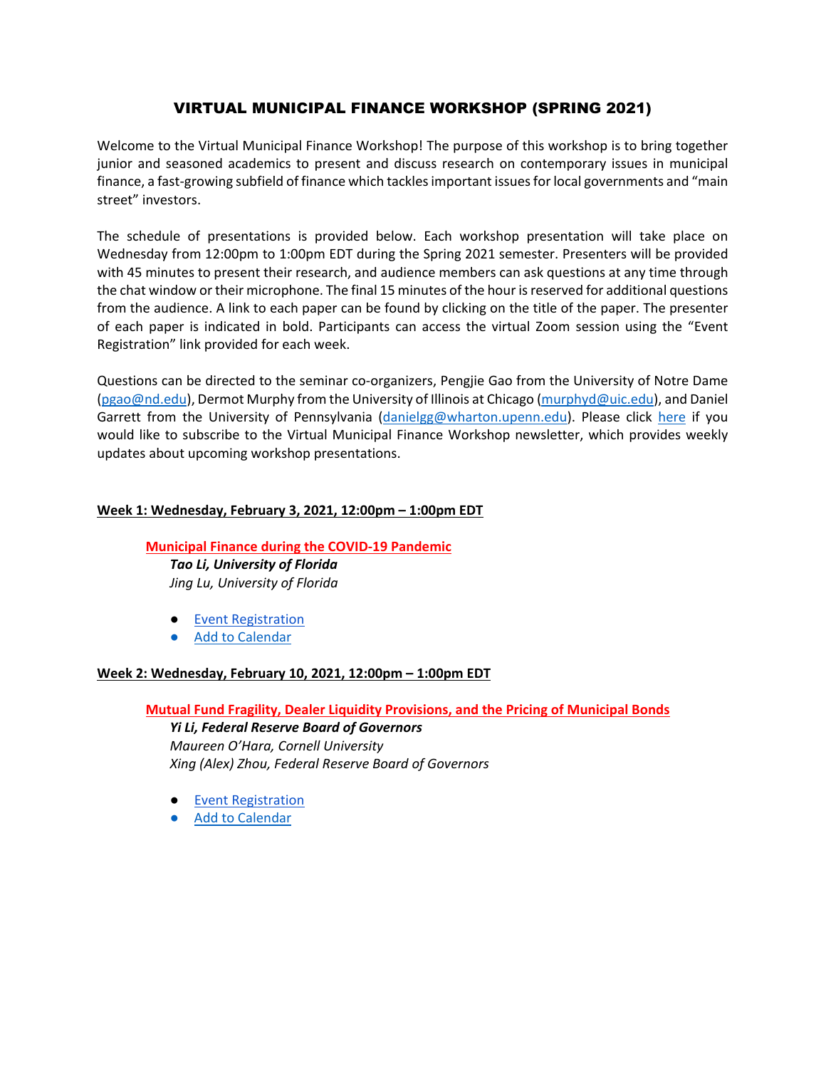# VIRTUAL MUNICIPAL FINANCE WORKSHOP (SPRING 2021)

Welcome to the Virtual Municipal Finance Workshop! The purpose of this workshop is to bring together junior and seasoned academics to present and discuss research on contemporary issues in municipal finance, a fast-growing subfield of finance which tackles important issues for local governments and "main street" investors.

The schedule of presentations is provided below. Each workshop presentation will take place on Wednesday from 12:00pm to 1:00pm EDT during the Spring 2021 semester. Presenters will be provided with 45 minutes to present their research, and audience members can ask questions at any time through the chat window or their microphone. The final 15 minutes of the hour is reserved for additional questions from the audience. A link to each paper can be found by clicking on the title of the paper. The presenter of each paper is indicated in bold. Participants can access the virtual Zoom session using the "Event Registration" link provided for each week.

Questions can be directed to the seminar co-organizers, Pengjie Gao from the University of Notre Dame (pgao@nd.edu), Dermot Murphy from the University of Illinois at Chicago (murphyd@uic.edu), and Daniel Garrett from the University of Pennsylvania (danielgg@wharton.upenn.edu). Please click here if you would like to subscribe to the Virtual Municipal Finance Workshop newsletter, which provides weekly updates about upcoming workshop presentations.

**Week 1: Wednesday, February 3, 2021, 12:00pm – 1:00pm EDT**

**Municipal Finance during the COVID-19 Pandemic**

***Tao Li, University of Florida***
*Jing Lu, University of Florida*

- Event Registration
- Add to Calendar

**Week 2: Wednesday, February 10, 2021, 12:00pm – 1:00pm EDT**

**Mutual Fund Fragility, Dealer Liquidity Provisions, and the Pricing of Municipal Bonds**

***Yi Li, Federal Reserve Board of Governors***
*Maureen O'Hara, Cornell University*
*Xing (Alex) Zhou, Federal Reserve Board of Governors*

- Event Registration
- Add to Calendar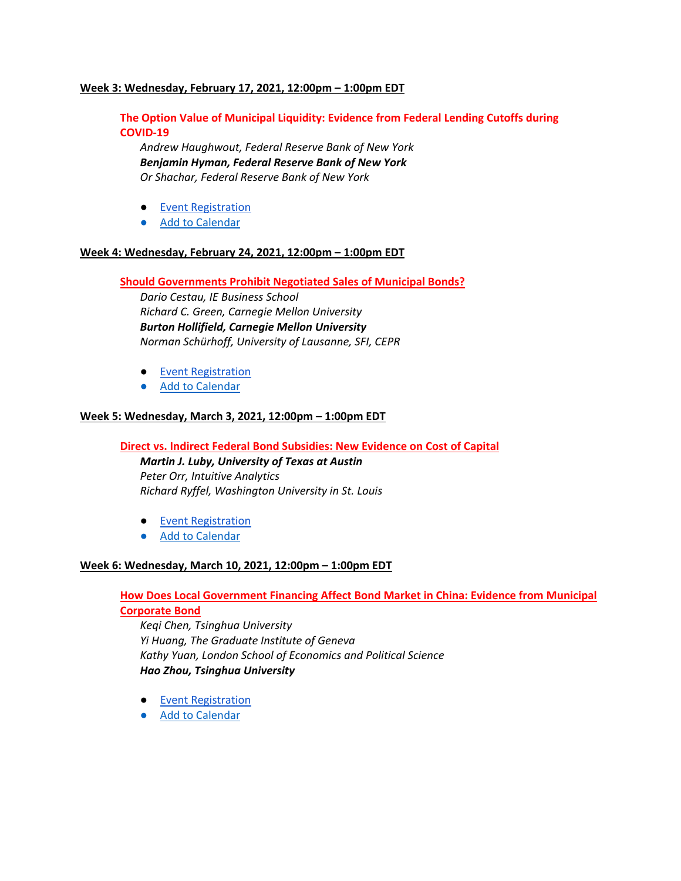**Week 3: Wednesday, February 17, 2021, 12:00pm – 1:00pm EDT**

**The Option Value of Municipal Liquidity: Evidence from Federal Lending Cutoffs during COVID-19**

*Andrew Haughwout, Federal Reserve Bank of New York*
***Benjamin Hyman, Federal Reserve Bank of New York***
*Or Shachar, Federal Reserve Bank of New York*

- Event Registration
- Add to Calendar

**Week 4: Wednesday, February 24, 2021, 12:00pm – 1:00pm EDT**

**Should Governments Prohibit Negotiated Sales of Municipal Bonds?**

*Dario Cestau, IE Business School*
*Richard C. Green, Carnegie Mellon University*
***Burton Hollifield, Carnegie Mellon University***
*Norman Schürhoff, University of Lausanne, SFI, CEPR*

- Event Registration
- Add to Calendar

**Week 5: Wednesday, March 3, 2021, 12:00pm – 1:00pm EDT**

**Direct vs. Indirect Federal Bond Subsidies: New Evidence on Cost of Capital**

***Martin J. Luby, University of Texas at Austin***
*Peter Orr, Intuitive Analytics*
*Richard Ryffel, Washington University in St. Louis*

- Event Registration
- Add to Calendar

**Week 6: Wednesday, March 10, 2021, 12:00pm – 1:00pm EDT**

**How Does Local Government Financing Affect Bond Market in China: Evidence from Municipal Corporate Bond**

*Keqi Chen, Tsinghua University*
*Yi Huang, The Graduate Institute of Geneva*
*Kathy Yuan, London School of Economics and Political Science*
***Hao Zhou, Tsinghua University***

- Event Registration
- Add to Calendar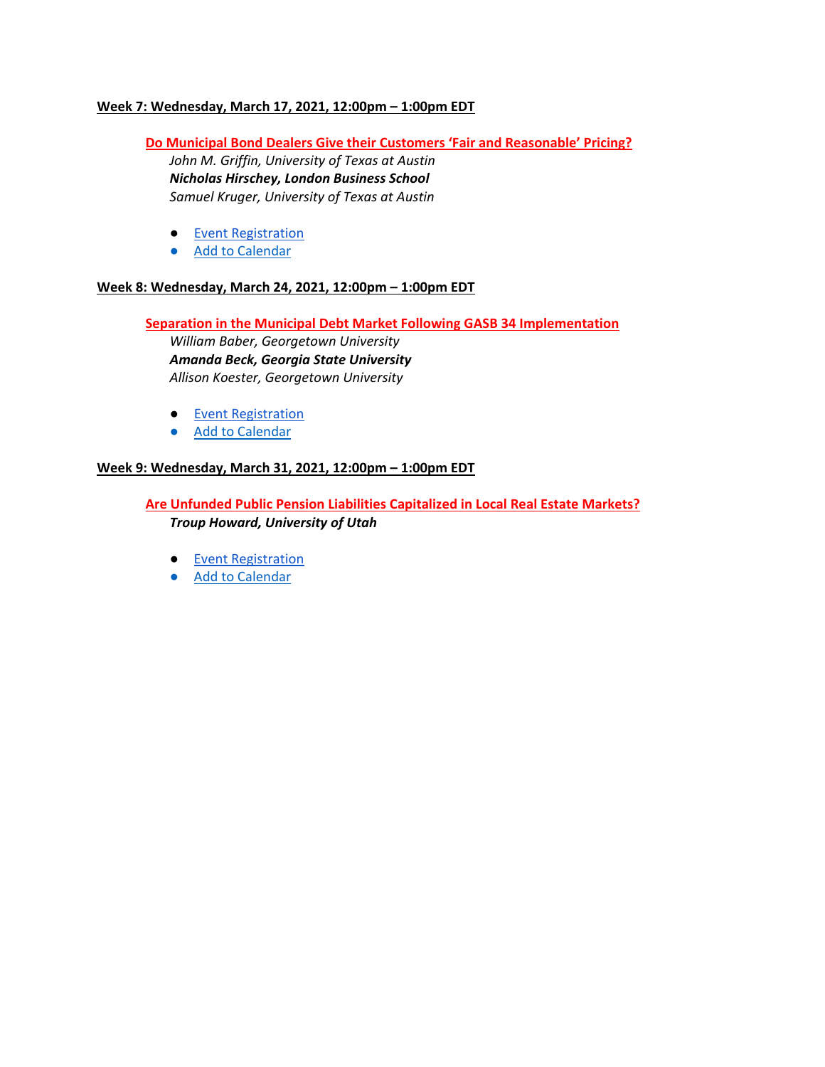**Week 7: Wednesday, March 17, 2021, 12:00pm – 1:00pm EDT**

**Do Municipal Bond Dealers Give their Customers 'Fair and Reasonable' Pricing?**

*John M. Griffin, University of Texas at Austin*
***Nicholas Hirschey, London Business School***
*Samuel Kruger, University of Texas at Austin*

- Event Registration
- Add to Calendar

**Week 8: Wednesday, March 24, 2021, 12:00pm – 1:00pm EDT**

**Separation in the Municipal Debt Market Following GASB 34 Implementation**

*William Baber, Georgetown University*
***Amanda Beck, Georgia State University***
*Allison Koester, Georgetown University*

- Event Registration
- Add to Calendar

**Week 9: Wednesday, March 31, 2021, 12:00pm – 1:00pm EDT**

**Are Unfunded Public Pension Liabilities Capitalized in Local Real Estate Markets?**

***Troup Howard, University of Utah***

- Event Registration
- Add to Calendar